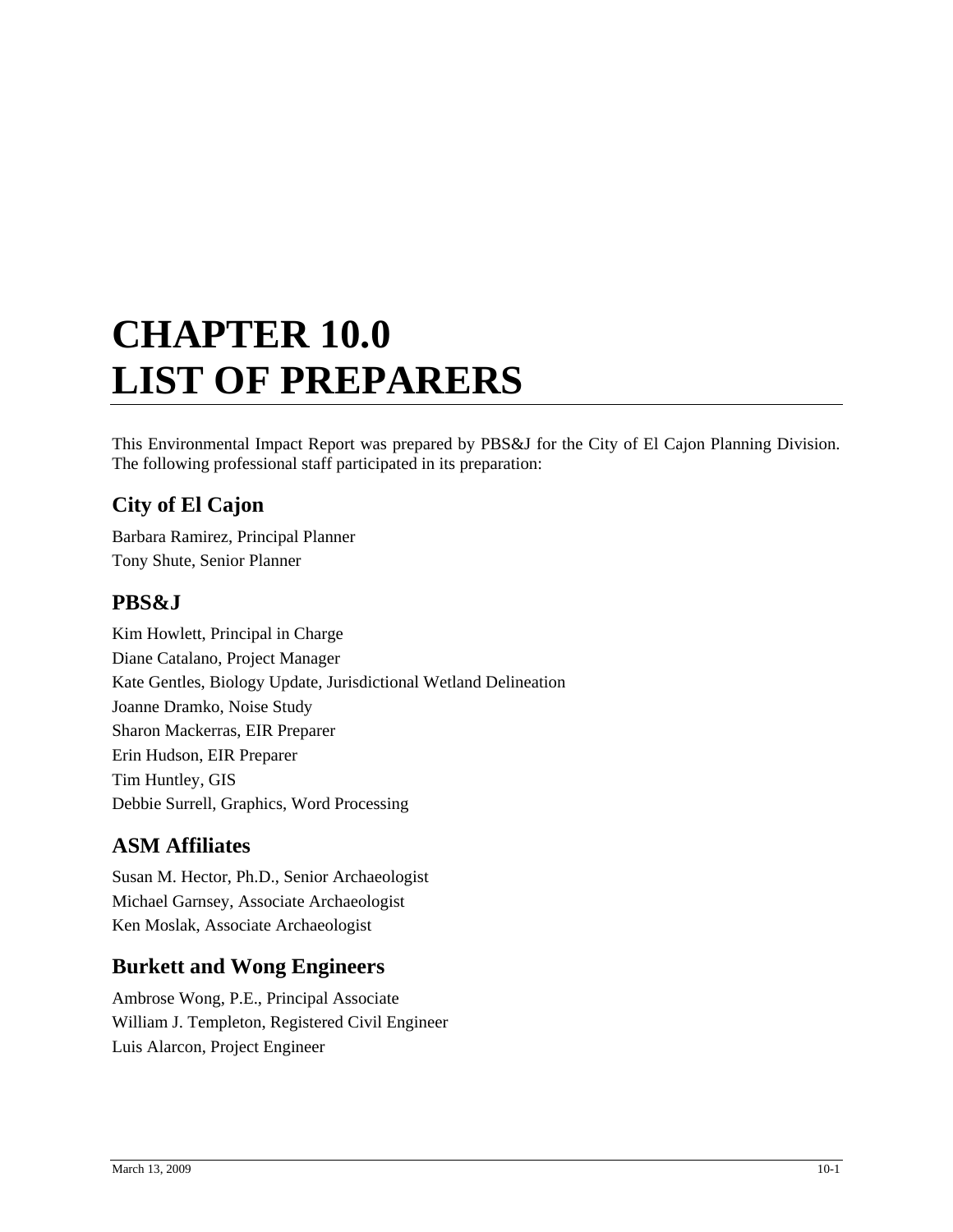# CHAPTER 10.0
# LIST OF PREPARERS

This Environmental Impact Report was prepared by PBS&J for the City of El Cajon Planning Division. The following professional staff participated in its preparation:

## City of El Cajon

Barbara Ramirez, Principal Planner
Tony Shute, Senior Planner

## PBS&J

Kim Howlett, Principal in Charge
Diane Catalano, Project Manager
Kate Gentles, Biology Update, Jurisdictional Wetland Delineation
Joanne Dramko, Noise Study
Sharon Mackerras, EIR Preparer
Erin Hudson, EIR Preparer
Tim Huntley, GIS
Debbie Surrell, Graphics, Word Processing

## ASM Affiliates

Susan M. Hector, Ph.D., Senior Archaeologist
Michael Garnsey, Associate Archaeologist
Ken Moslak, Associate Archaeologist

## Burkett and Wong Engineers

Ambrose Wong, P.E., Principal Associate
William J. Templeton, Registered Civil Engineer
Luis Alarcon, Project Engineer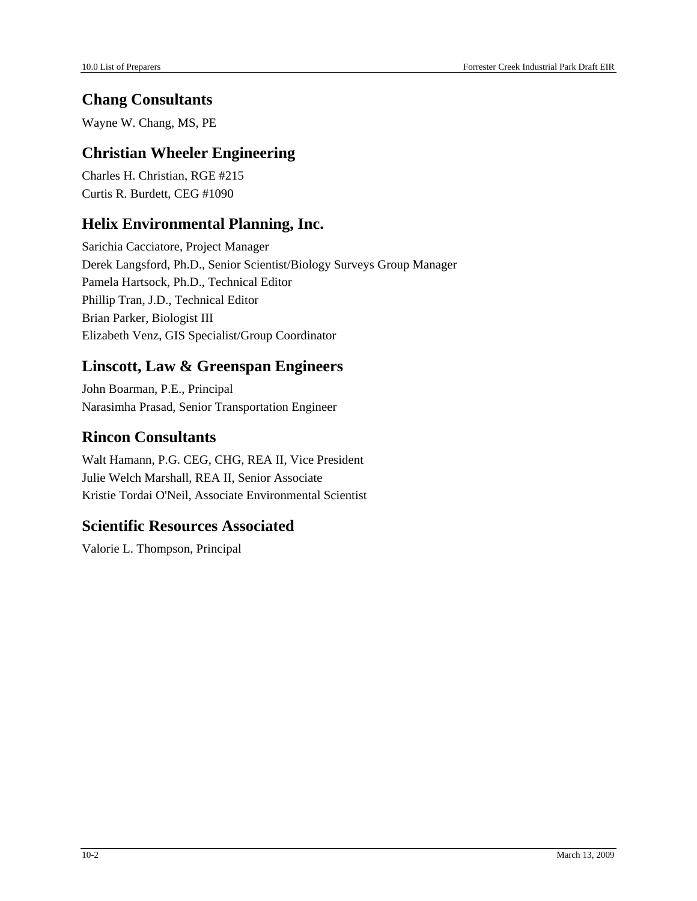## Chang Consultants

Wayne W. Chang, MS, PE

## Christian Wheeler Engineering

Charles H. Christian, RGE #215
Curtis R. Burdett, CEG #1090

## Helix Environmental Planning, Inc.

Sarichia Cacciatore, Project Manager
Derek Langsford, Ph.D., Senior Scientist/Biology Surveys Group Manager
Pamela Hartsock, Ph.D., Technical Editor
Phillip Tran, J.D., Technical Editor
Brian Parker, Biologist III
Elizabeth Venz, GIS Specialist/Group Coordinator

## Linscott, Law & Greenspan Engineers

John Boarman, P.E., Principal
Narasimha Prasad, Senior Transportation Engineer

## Rincon Consultants

Walt Hamann, P.G. CEG, CHG, REA II, Vice President
Julie Welch Marshall, REA II, Senior Associate
Kristie Tordai O'Neil, Associate Environmental Scientist

## Scientific Resources Associated

Valorie L. Thompson, Principal